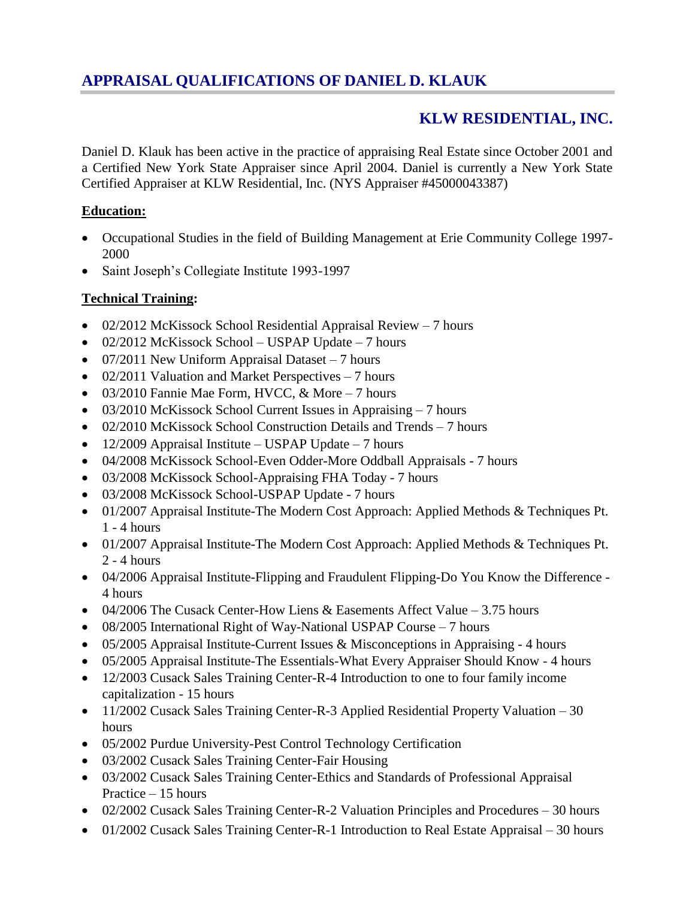## APPRAISAL QUALIFICATIONS OF DANIEL D. KLAUK

### KLW RESIDENTIAL, INC.

Daniel D. Klauk has been active in the practice of appraising Real Estate since October 2001 and a Certified New York State Appraiser since April 2004. Daniel is currently a New York State Certified Appraiser at KLW Residential, Inc. (NYS Appraiser #45000043387)

**Education:**

- Occupational Studies in the field of Building Management at Erie Community College 1997-2000
- Saint Joseph's Collegiate Institute 1993-1997

**Technical Training:**

- 02/2012 McKissock School Residential Appraisal Review – 7 hours
- 02/2012 McKissock School – USPAP Update – 7 hours
- 07/2011 New Uniform Appraisal Dataset – 7 hours
- 02/2011 Valuation and Market Perspectives – 7 hours
- 03/2010 Fannie Mae Form, HVCC, & More – 7 hours
- 03/2010 McKissock School Current Issues in Appraising – 7 hours
- 02/2010 McKissock School Construction Details and Trends – 7 hours
- 12/2009 Appraisal Institute – USPAP Update – 7 hours
- 04/2008 McKissock School-Even Odder-More Oddball Appraisals - 7 hours
- 03/2008 McKissock School-Appraising FHA Today - 7 hours
- 03/2008 McKissock School-USPAP Update - 7 hours
- 01/2007 Appraisal Institute-The Modern Cost Approach: Applied Methods & Techniques Pt. 1 - 4 hours
- 01/2007 Appraisal Institute-The Modern Cost Approach: Applied Methods & Techniques Pt. 2 - 4 hours
- 04/2006 Appraisal Institute-Flipping and Fraudulent Flipping-Do You Know the Difference - 4 hours
- 04/2006 The Cusack Center-How Liens & Easements Affect Value – 3.75 hours
- 08/2005 International Right of Way-National USPAP Course – 7 hours
- 05/2005 Appraisal Institute-Current Issues & Misconceptions in Appraising - 4 hours
- 05/2005 Appraisal Institute-The Essentials-What Every Appraiser Should Know - 4 hours
- 12/2003 Cusack Sales Training Center-R-4 Introduction to one to four family income capitalization - 15 hours
- 11/2002 Cusack Sales Training Center-R-3 Applied Residential Property Valuation – 30 hours
- 05/2002 Purdue University-Pest Control Technology Certification
- 03/2002 Cusack Sales Training Center-Fair Housing
- 03/2002 Cusack Sales Training Center-Ethics and Standards of Professional Appraisal Practice – 15 hours
- 02/2002 Cusack Sales Training Center-R-2 Valuation Principles and Procedures – 30 hours
- 01/2002 Cusack Sales Training Center-R-1 Introduction to Real Estate Appraisal – 30 hours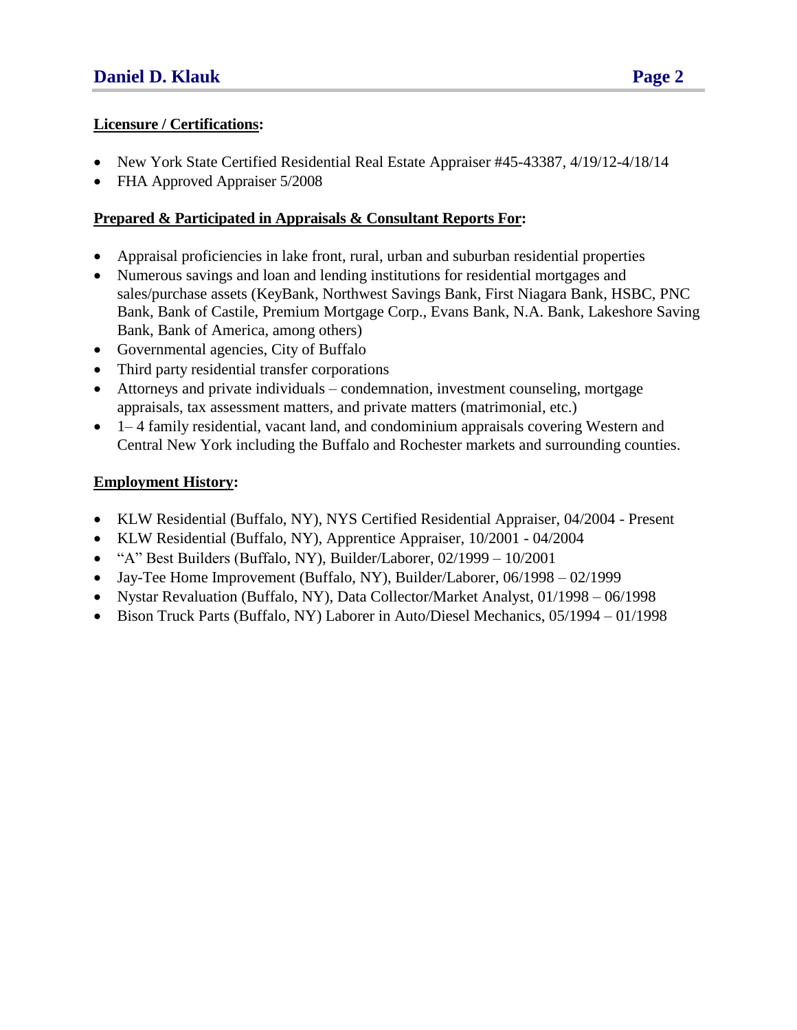**Licensure / Certifications:**

- New York State Certified Residential Real Estate Appraiser #45-43387, 4/19/12-4/18/14
- FHA Approved Appraiser 5/2008

**Prepared & Participated in Appraisals & Consultant Reports For:**

- Appraisal proficiencies in lake front, rural, urban and suburban residential properties
- Numerous savings and loan and lending institutions for residential mortgages and sales/purchase assets (KeyBank, Northwest Savings Bank, First Niagara Bank, HSBC, PNC Bank, Bank of Castile, Premium Mortgage Corp., Evans Bank, N.A. Bank, Lakeshore Saving Bank, Bank of America, among others)
- Governmental agencies, City of Buffalo
- Third party residential transfer corporations
- Attorneys and private individuals – condemnation, investment counseling, mortgage appraisals, tax assessment matters, and private matters (matrimonial, etc.)
- 1– 4 family residential, vacant land, and condominium appraisals covering Western and Central New York including the Buffalo and Rochester markets and surrounding counties.

**Employment History:**

- KLW Residential (Buffalo, NY), NYS Certified Residential Appraiser, 04/2004 - Present
- KLW Residential (Buffalo, NY), Apprentice Appraiser, 10/2001 - 04/2004
- "A" Best Builders (Buffalo, NY), Builder/Laborer, 02/1999 – 10/2001
- Jay-Tee Home Improvement (Buffalo, NY), Builder/Laborer, 06/1998 – 02/1999
- Nystar Revaluation (Buffalo, NY), Data Collector/Market Analyst, 01/1998 – 06/1998
- Bison Truck Parts (Buffalo, NY) Laborer in Auto/Diesel Mechanics, 05/1994 – 01/1998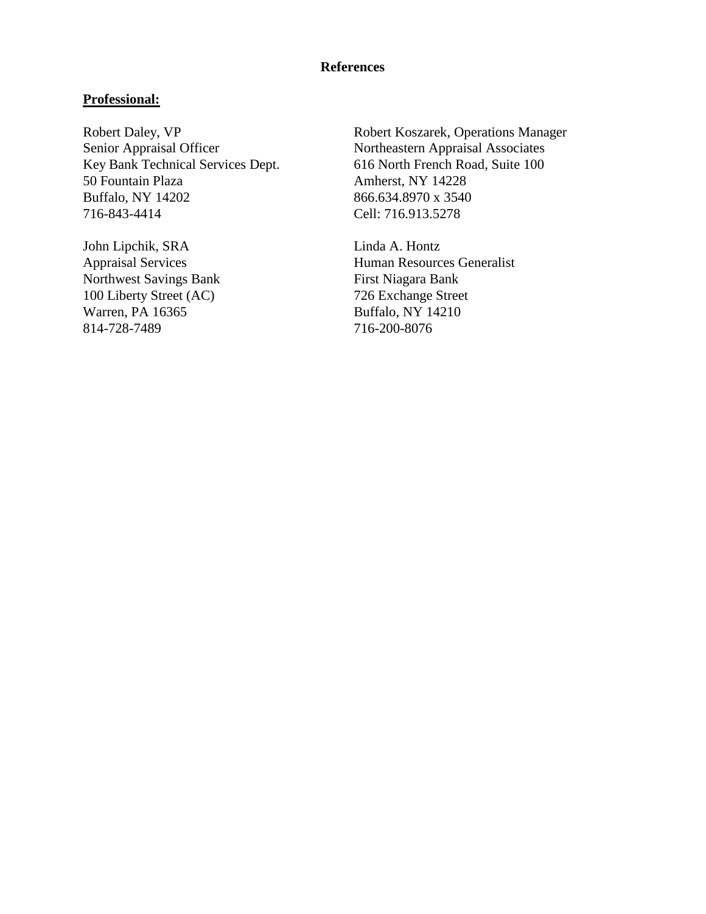**References**

**Professional:**

Robert Daley, VP
Senior Appraisal Officer
Key Bank Technical Services Dept.
50 Fountain Plaza
Buffalo, NY 14202
716-843-4414

Robert Koszarek, Operations Manager
Northeastern Appraisal Associates
616 North French Road, Suite 100
Amherst, NY 14228
866.634.8970 x 3540
Cell: 716.913.5278

John Lipchik, SRA
Appraisal Services
Northwest Savings Bank
100 Liberty Street (AC)
Warren, PA 16365
814-728-7489

Linda A. Hontz
Human Resources Generalist
First Niagara Bank
726 Exchange Street
Buffalo, NY 14210
716-200-8076